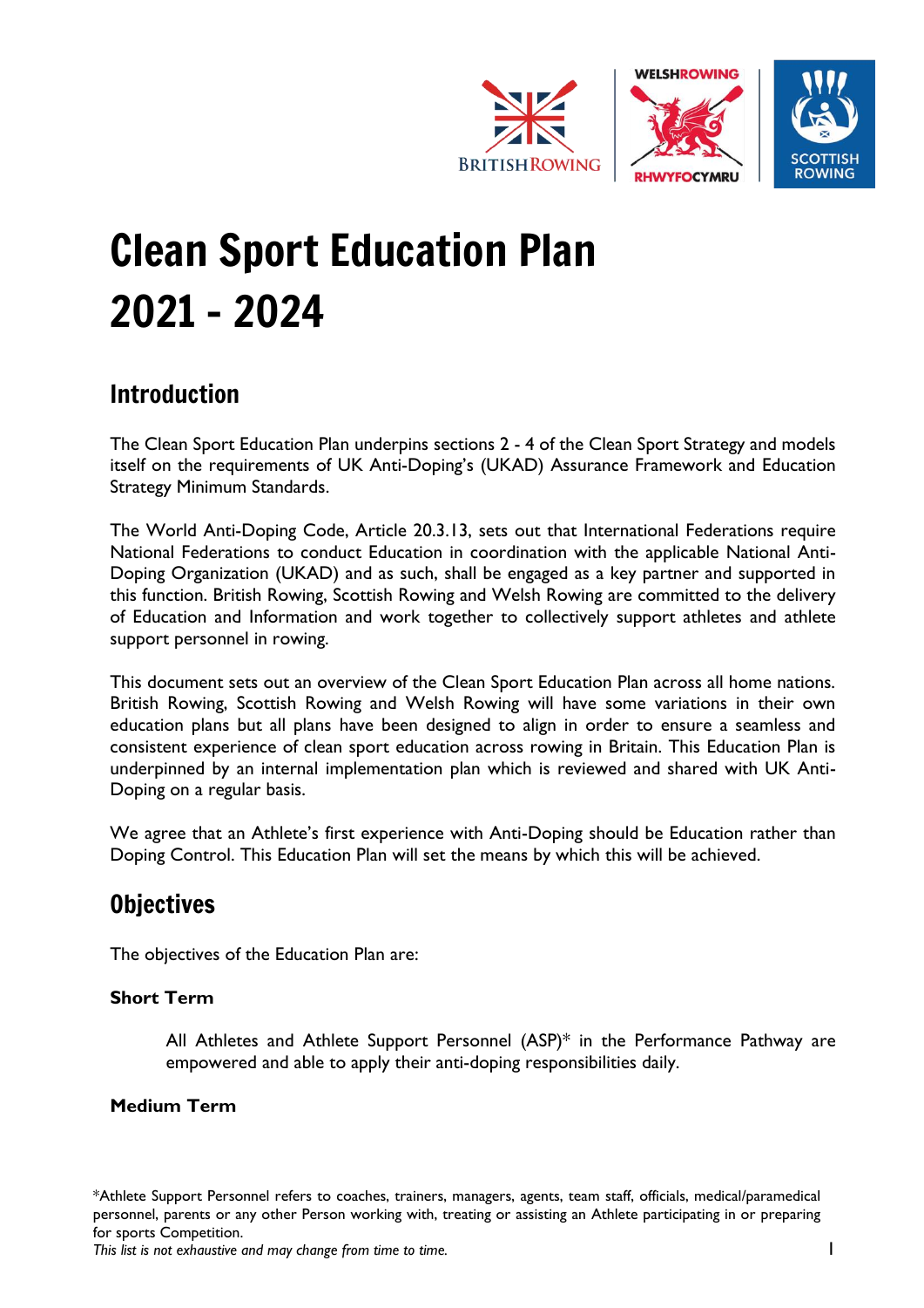# Clean Sport Education Plan 2021 - 2024

## Introduction

The Clean Sport Education Plan underpins sections 2 - 4 of the Clean Sport Strategy and models itself on the requirements of UK Anti-Doping's (UKAD) Assurance Framework and Education Strategy Minimum Standards.

The World Anti-Doping Code, Article 20.3.13, sets out that International Federations require National Federations to conduct Education in coordination with the applicable National Anti-Doping Organization (UKAD) and as such, shall be engaged as a key partner and supported in this function. British Rowing, Scottish Rowing and Welsh Rowing are committed to the delivery of Education and Information and work together to collectively support athletes and athlete support personnel in rowing.

This document sets out an overview of the Clean Sport Education Plan across all home nations. British Rowing, Scottish Rowing and Welsh Rowing will have some variations in their own education plans but all plans have been designed to align in order to ensure a seamless and consistent experience of clean sport education across rowing in Britain. This Education Plan is underpinned by an internal implementation plan which is reviewed and shared with UK Anti-Doping on a regular basis.

We agree that an Athlete's first experience with Anti-Doping should be Education rather than Doping Control. This Education Plan will set the means by which this will be achieved.

## Objectives

The objectives of the Education Plan are:

**Short Term**

All Athletes and Athlete Support Personnel (ASP)* in the Performance Pathway are empowered and able to apply their anti-doping responsibilities daily.

**Medium Term**

*Athlete Support Personnel refers to coaches, trainers, managers, agents, team staff, officials, medical/paramedical personnel, parents or any other Person working with, treating or assisting an Athlete participating in or preparing for sports Competition.
*This list is not exhaustive and may change from time to time.*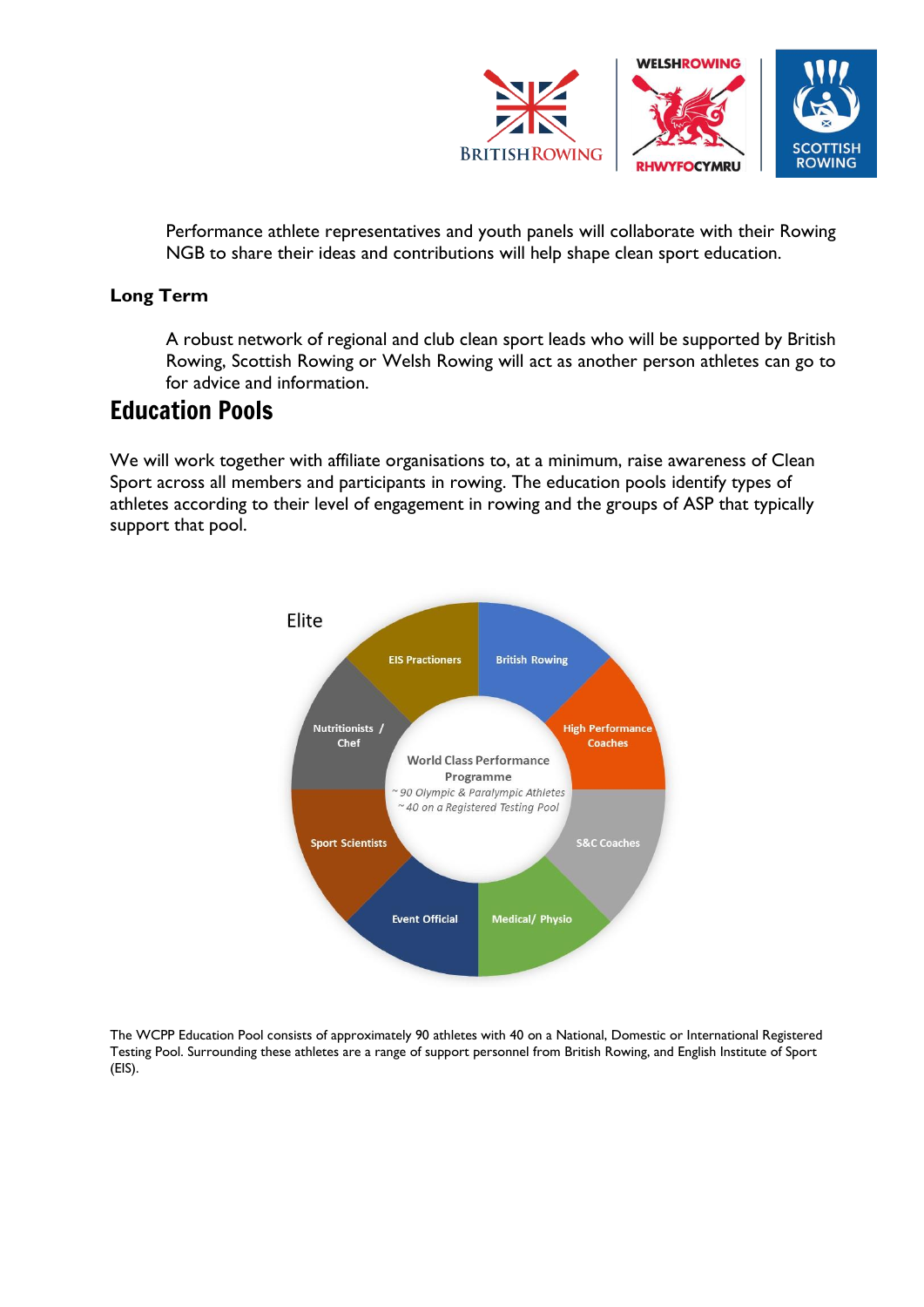Performance athlete representatives and youth panels will collaborate with their Rowing NGB to share their ideas and contributions will help shape clean sport education.

**Long Term**

A robust network of regional and club clean sport leads who will be supported by British Rowing, Scottish Rowing or Welsh Rowing will act as another person athletes can go to for advice and information.

# Education Pools

We will work together with affiliate organisations to, at a minimum, raise awareness of Clean Sport across all members and participants in rowing. The education pools identify types of athletes according to their level of engagement in rowing and the groups of ASP that typically support that pool.

Elite

World Class Performance Programme
*~ 90 Olympic & Paralympic Athletes*
*~ 40 on a Registered Testing Pool*

- British Rowing
- High Performance Coaches
- S&C Coaches
- Medical/ Physio
- Event Official
- Sport Scientists
- Nutritionists / Chef
- EIS Practioners

The WCPP Education Pool consists of approximately 90 athletes with 40 on a National, Domestic or International Registered Testing Pool. Surrounding these athletes are a range of support personnel from British Rowing, and English Institute of Sport (EIS).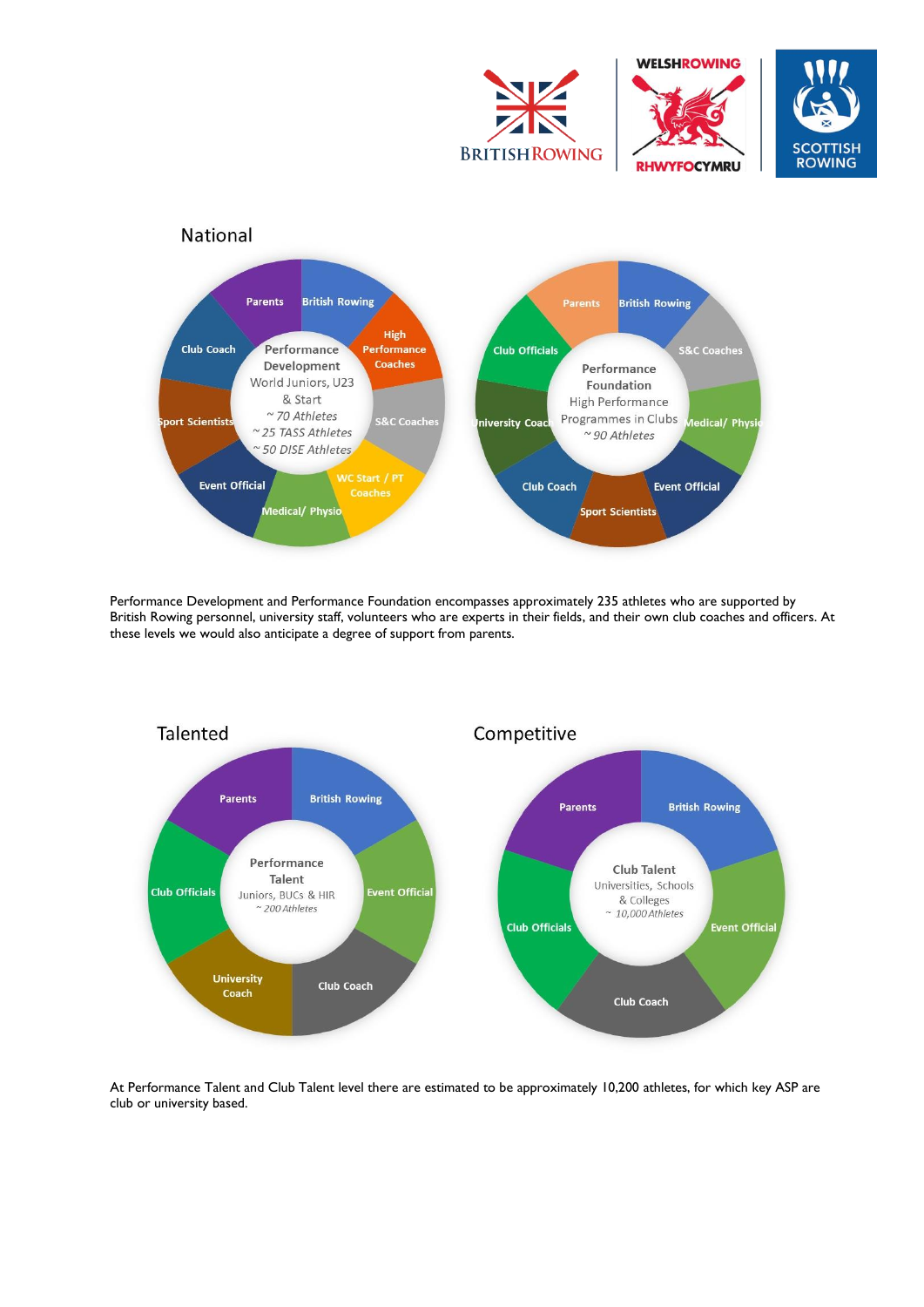## National

**Performance Development**
World Juniors, U23 & Start
~ 70 Athletes
~ 25 TASS Athletes
~ 50 DISE Athletes

Parents, British Rowing, High Performance Coaches, S&C Coaches, WC Start / PT Coaches, Medical/ Physio, Event Official, Sport Scientists, Club Coach

**Performance Foundation**
High Performance Programmes in Clubs
~ 90 Athletes

Parents, British Rowing, S&C Coaches, Medical/ Physio, Event Official, Sport Scientists, Club Coach, University Coach, Club Officials

Performance Development and Performance Foundation encompasses approximately 235 athletes who are supported by British Rowing personnel, university staff, volunteers who are experts in their fields, and their own club coaches and officers. At these levels we would also anticipate a degree of support from parents.

## Talented

**Performance Talent**
Juniors, BUCs & HIR
~ 200 Athletes

Parents, British Rowing, Event Official, Club Coach, University Coach, Club Officials

## Competitive

**Club Talent**
Universities, Schools & Colleges
~ 10,000 Athletes

Parents, British Rowing, Event Official, Club Coach, Club Officials

At Performance Talent and Club Talent level there are estimated to be approximately 10,200 athletes, for which key ASP are club or university based.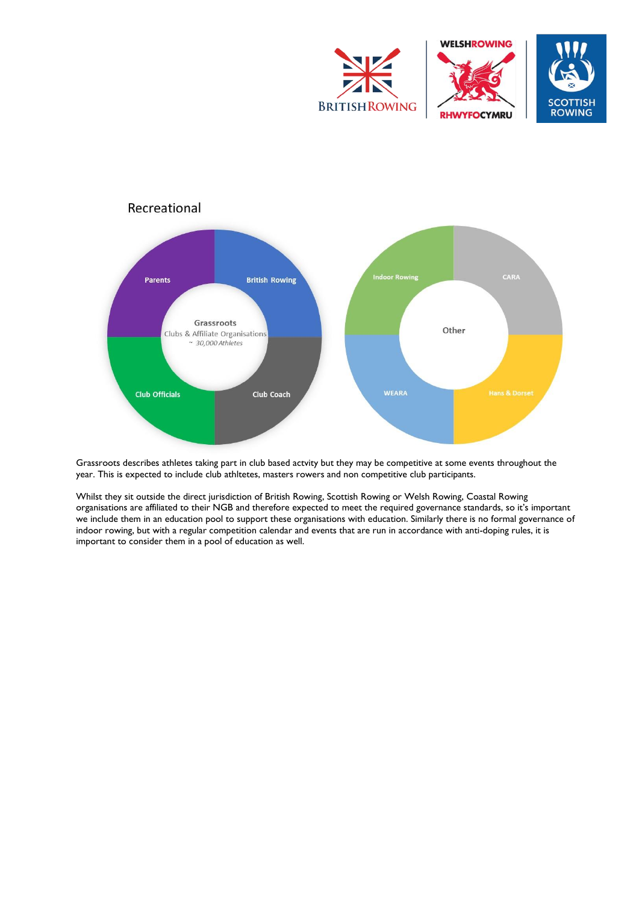## Recreational

Parents | British Rowing | Club Officials | Club Coach

Grassroots
Clubs & Affiliate Organisations
~ 30,000 Athletes

Indoor Rowing | CARA | WEARA | Hans & Dorset

Other

Grassroots describes athletes taking part in club based actvity but they may be competitive at some events throughout the year. This is expected to include club athltetes, masters rowers and non competitive club participants.

Whilst they sit outside the direct jurisdiction of British Rowing, Scottish Rowing or Welsh Rowing, Coastal Rowing organisations are affiliated to their NGB and therefore expected to meet the required governance standards, so it's important we include them in an education pool to support these organisations with education. Similarly there is no formal governance of indoor rowing, but with a regular competition calendar and events that are run in accordance with anti-doping rules, it is important to consider them in a pool of education as well.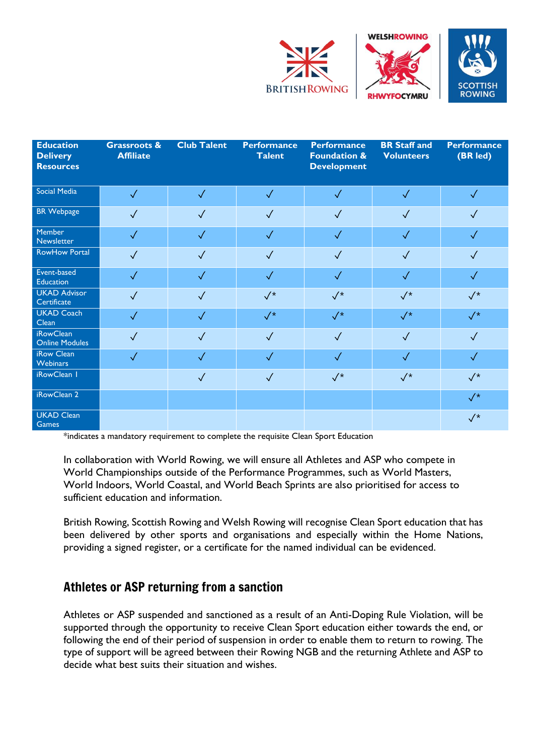| Education Delivery Resources | Grassroots & Affiliate | Club Talent | Performance Talent | Performance Foundation & Development | BR Staff and Volunteers | Performance (BR led) |
|---|---|---|---|---|---|---|
| Social Media | ✓ | ✓ | ✓ | ✓ | ✓ | ✓ |
| BR Webpage | ✓ | ✓ | ✓ | ✓ | ✓ | ✓ |
| Member Newsletter | ✓ | ✓ | ✓ | ✓ | ✓ | ✓ |
| RowHow Portal | ✓ | ✓ | ✓ | ✓ | ✓ | ✓ |
| Event-based Education | ✓ | ✓ | ✓ | ✓ | ✓ | ✓ |
| UKAD Advisor Certificate | ✓ | ✓ | ✓* | ✓* | ✓* | ✓* |
| UKAD Coach Clean | ✓ | ✓ | ✓* | ✓* | ✓* | ✓* |
| iRowClean Online Modules | ✓ | ✓ | ✓ | ✓ | ✓ | ✓ |
| iRow Clean Webinars | ✓ | ✓ | ✓ | ✓ | ✓ | ✓ |
| iRowClean 1 | | ✓ | ✓ | ✓* | ✓* | ✓* |
| iRowClean 2 | | | | | | ✓* |
| UKAD Clean Games | | | | | | ✓* |

*indicates a mandatory requirement to complete the requisite Clean Sport Education

In collaboration with World Rowing, we will ensure all Athletes and ASP who compete in World Championships outside of the Performance Programmes, such as World Masters, World Indoors, World Coastal, and World Beach Sprints are also prioritised for access to sufficient education and information.

British Rowing, Scottish Rowing and Welsh Rowing will recognise Clean Sport education that has been delivered by other sports and organisations and especially within the Home Nations, providing a signed register, or a certificate for the named individual can be evidenced.

## Athletes or ASP returning from a sanction

Athletes or ASP suspended and sanctioned as a result of an Anti-Doping Rule Violation, will be supported through the opportunity to receive Clean Sport education either towards the end, or following the end of their period of suspension in order to enable them to return to rowing. The type of support will be agreed between their Rowing NGB and the returning Athlete and ASP to decide what best suits their situation and wishes.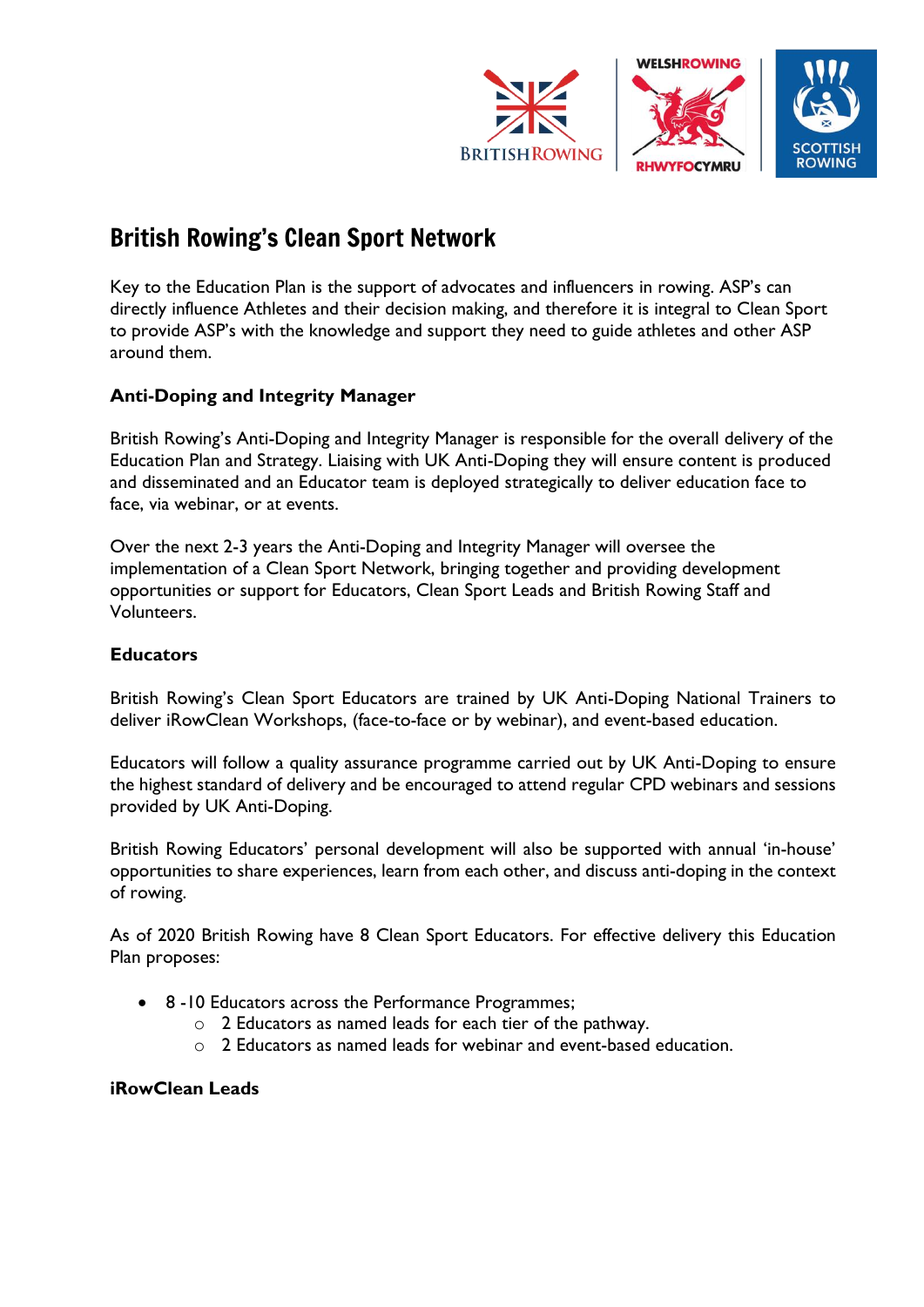# British Rowing's Clean Sport Network

Key to the Education Plan is the support of advocates and influencers in rowing. ASP's can directly influence Athletes and their decision making, and therefore it is integral to Clean Sport to provide ASP's with the knowledge and support they need to guide athletes and other ASP around them.

### Anti-Doping and Integrity Manager

British Rowing's Anti-Doping and Integrity Manager is responsible for the overall delivery of the Education Plan and Strategy. Liaising with UK Anti-Doping they will ensure content is produced and disseminated and an Educator team is deployed strategically to deliver education face to face, via webinar, or at events.

Over the next 2-3 years the Anti-Doping and Integrity Manager will oversee the implementation of a Clean Sport Network, bringing together and providing development opportunities or support for Educators, Clean Sport Leads and British Rowing Staff and Volunteers.

### Educators

British Rowing's Clean Sport Educators are trained by UK Anti-Doping National Trainers to deliver iRowClean Workshops, (face-to-face or by webinar), and event-based education.

Educators will follow a quality assurance programme carried out by UK Anti-Doping to ensure the highest standard of delivery and be encouraged to attend regular CPD webinars and sessions provided by UK Anti-Doping.

British Rowing Educators' personal development will also be supported with annual 'in-house' opportunities to share experiences, learn from each other, and discuss anti-doping in the context of rowing.

As of 2020 British Rowing have 8 Clean Sport Educators. For effective delivery this Education Plan proposes:

- 8 -10 Educators across the Performance Programmes;
  - 2 Educators as named leads for each tier of the pathway.
  - 2 Educators as named leads for webinar and event-based education.

### iRowClean Leads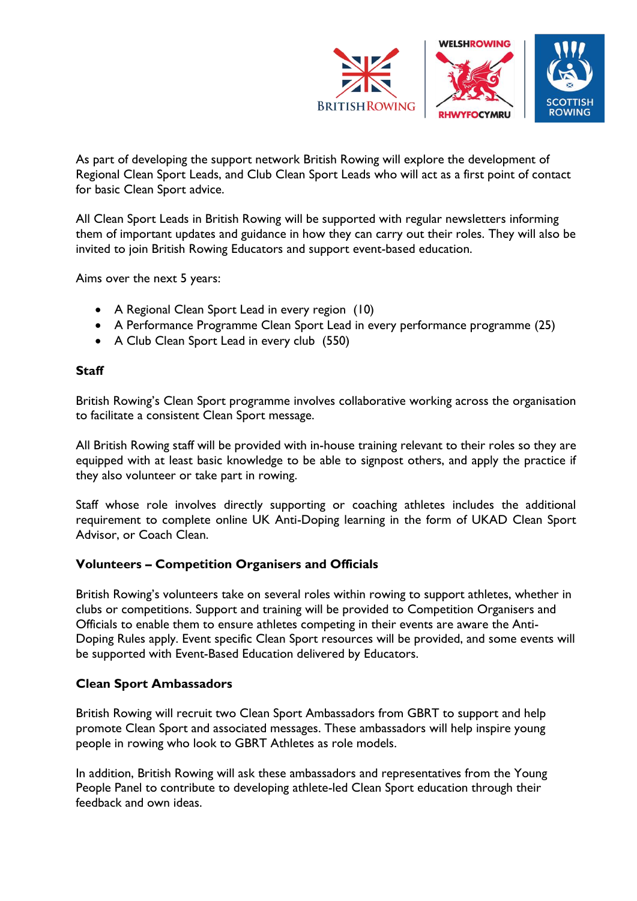As part of developing the support network British Rowing will explore the development of Regional Clean Sport Leads, and Club Clean Sport Leads who will act as a first point of contact for basic Clean Sport advice.

All Clean Sport Leads in British Rowing will be supported with regular newsletters informing them of important updates and guidance in how they can carry out their roles. They will also be invited to join British Rowing Educators and support event-based education.

Aims over the next 5 years:

- A Regional Clean Sport Lead in every region (10)
- A Performance Programme Clean Sport Lead in every performance programme (25)
- A Club Clean Sport Lead in every club (550)

**Staff**

British Rowing's Clean Sport programme involves collaborative working across the organisation to facilitate a consistent Clean Sport message.

All British Rowing staff will be provided with in-house training relevant to their roles so they are equipped with at least basic knowledge to be able to signpost others, and apply the practice if they also volunteer or take part in rowing.

Staff whose role involves directly supporting or coaching athletes includes the additional requirement to complete online UK Anti-Doping learning in the form of UKAD Clean Sport Advisor, or Coach Clean.

**Volunteers – Competition Organisers and Officials**

British Rowing's volunteers take on several roles within rowing to support athletes, whether in clubs or competitions. Support and training will be provided to Competition Organisers and Officials to enable them to ensure athletes competing in their events are aware the Anti-Doping Rules apply. Event specific Clean Sport resources will be provided, and some events will be supported with Event-Based Education delivered by Educators.

**Clean Sport Ambassadors**

British Rowing will recruit two Clean Sport Ambassadors from GBRT to support and help promote Clean Sport and associated messages. These ambassadors will help inspire young people in rowing who look to GBRT Athletes as role models.

In addition, British Rowing will ask these ambassadors and representatives from the Young People Panel to contribute to developing athlete-led Clean Sport education through their feedback and own ideas.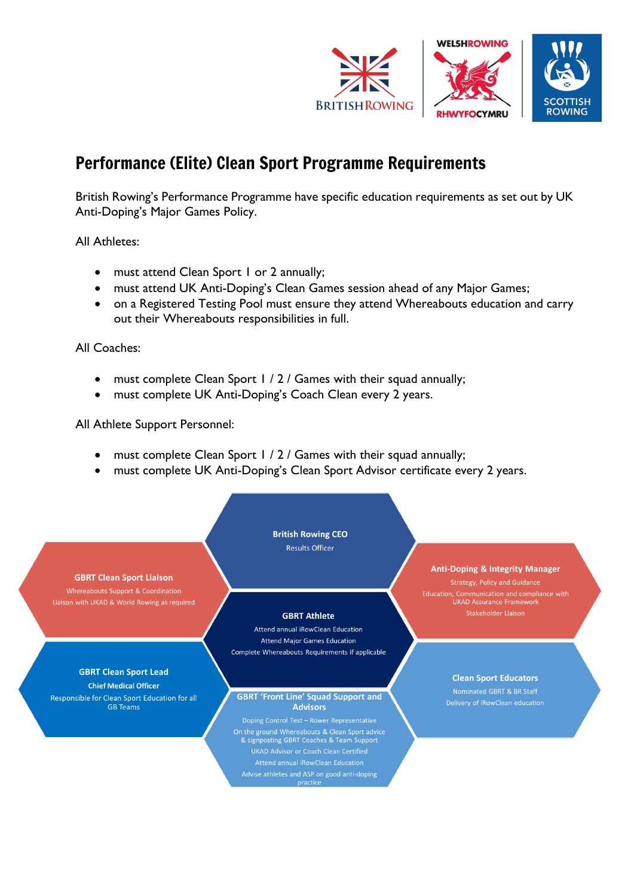# Performance (Elite) Clean Sport Programme Requirements

British Rowing's Performance Programme have specific education requirements as set out by UK Anti-Doping's Major Games Policy.

All Athletes:

- must attend Clean Sport 1 or 2 annually;
- must attend UK Anti-Doping's Clean Games session ahead of any Major Games;
- on a Registered Testing Pool must ensure they attend Whereabouts education and carry out their Whereabouts responsibilities in full.

All Coaches:

- must complete Clean Sport 1 / 2 / Games with their squad annually;
- must complete UK Anti-Doping's Coach Clean every 2 years.

All Athlete Support Personnel:

- must complete Clean Sport 1 / 2 / Games with their squad annually;
- must complete UK Anti-Doping's Clean Sport Advisor certificate every 2 years.

**British Rowing CEO**
Results Officer

**GBRT Clean Sport Liaison**
Whereabouts Support & Coordination
Liaison with UKAD & World Rowing as required

**Anti-Doping & Integrity Manager**
Strategy, Policy and Guidance
Education, Communication and compliance with UKAD Assurance Framework
Stakeholder Liaison

**GBRT Athlete**
Attend annual iRowClean Education
Attend Major Games Education
Complete Whereabouts Requirements if applicable

**GBRT Clean Sport Lead**
**Chief Medical Officer**
Responsible for Clean Sport Education for all GB Teams

**Clean Sport Educators**
Nominated GBRT & BR Staff
Delivery of iRowClean education

**GBRT 'Front Line' Squad Support and Advisors**
Doping Control Test – Rower Representative
On the ground Whereabouts & Clean Sport advice & signposting GBRT Coaches & Team Support
UKAD Advisor or Coach Clean Certified
Attend annual iRowClean Education
Advise athletes and ASP on good anti-doping practice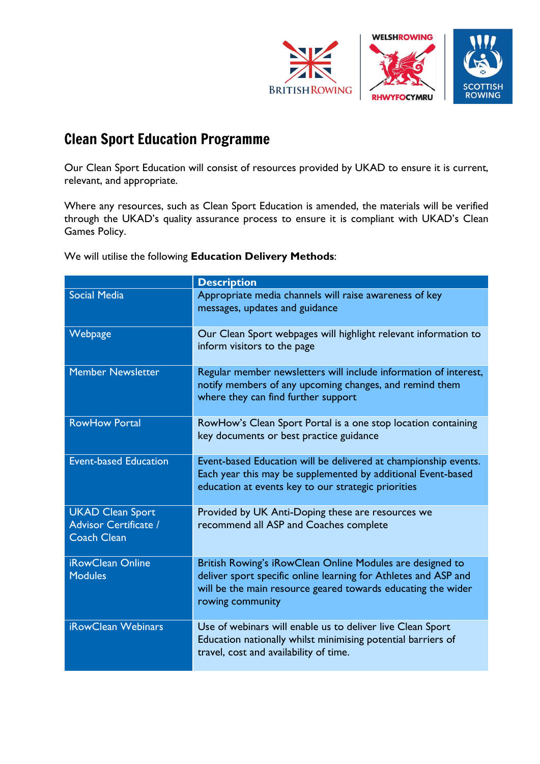# Clean Sport Education Programme

Our Clean Sport Education will consist of resources provided by UKAD to ensure it is current, relevant, and appropriate.

Where any resources, such as Clean Sport Education is amended, the materials will be verified through the UKAD's quality assurance process to ensure it is compliant with UKAD's Clean Games Policy.

We will utilise the following **Education Delivery Methods**:

| | Description |
|---|---|
| Social Media | Appropriate media channels will raise awareness of key messages, updates and guidance |
| Webpage | Our Clean Sport webpages will highlight relevant information to inform visitors to the page |
| Member Newsletter | Regular member newsletters will include information of interest, notify members of any upcoming changes, and remind them where they can find further support |
| RowHow Portal | RowHow's Clean Sport Portal is a one stop location containing key documents or best practice guidance |
| Event-based Education | Event-based Education will be delivered at championship events. Each year this may be supplemented by additional Event-based education at events key to our strategic priorities |
| UKAD Clean Sport Advisor Certificate / Coach Clean | Provided by UK Anti-Doping these are resources we recommend all ASP and Coaches complete |
| iRowClean Online Modules | British Rowing's iRowClean Online Modules are designed to deliver sport specific online learning for Athletes and ASP and will be the main resource geared towards educating the wider rowing community |
| iRowClean Webinars | Use of webinars will enable us to deliver live Clean Sport Education nationally whilst minimising potential barriers of travel, cost and availability of time. |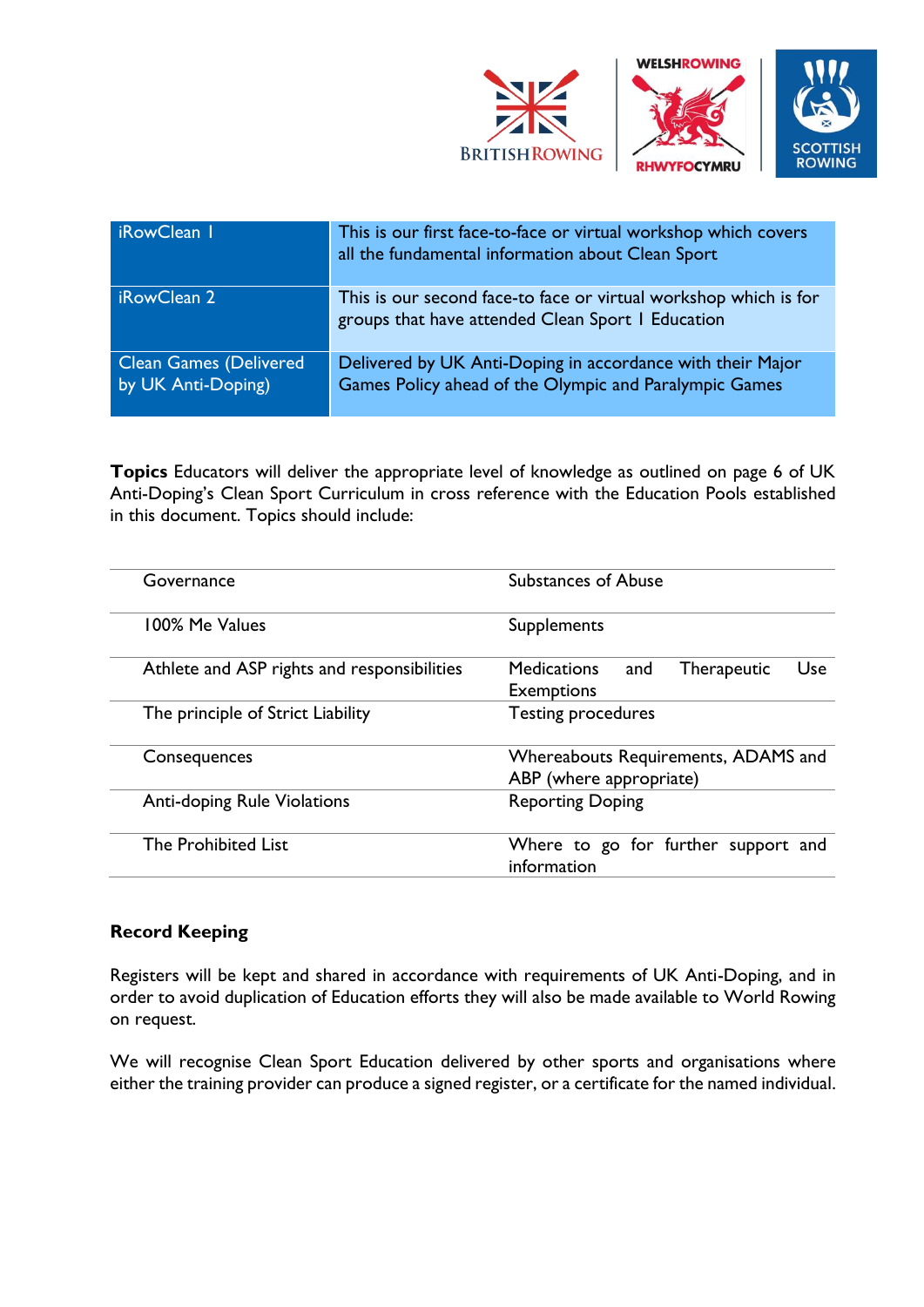| iRowClean 1 | This is our first face-to-face or virtual workshop which covers all the fundamental information about Clean Sport |
|---|---|
| iRowClean 2 | This is our second face-to face or virtual workshop which is for groups that have attended Clean Sport 1 Education |
| Clean Games (Delivered by UK Anti-Doping) | Delivered by UK Anti-Doping in accordance with their Major Games Policy ahead of the Olympic and Paralympic Games |

**Topics** Educators will deliver the appropriate level of knowledge as outlined on page 6 of UK Anti-Doping's Clean Sport Curriculum in cross reference with the Education Pools established in this document. Topics should include:

| | |
|---|---|
| Governance | Substances of Abuse |
| 100% Me Values | Supplements |
| Athlete and ASP rights and responsibilities | Medications and Therapeutic Use Exemptions |
| The principle of Strict Liability | Testing procedures |
| Consequences | Whereabouts Requirements, ADAMS and ABP (where appropriate) |
| Anti-doping Rule Violations | Reporting Doping |
| The Prohibited List | Where to go for further support and information |

**Record Keeping**

Registers will be kept and shared in accordance with requirements of UK Anti-Doping, and in order to avoid duplication of Education efforts they will also be made available to World Rowing on request.

We will recognise Clean Sport Education delivered by other sports and organisations where either the training provider can produce a signed register, or a certificate for the named individual.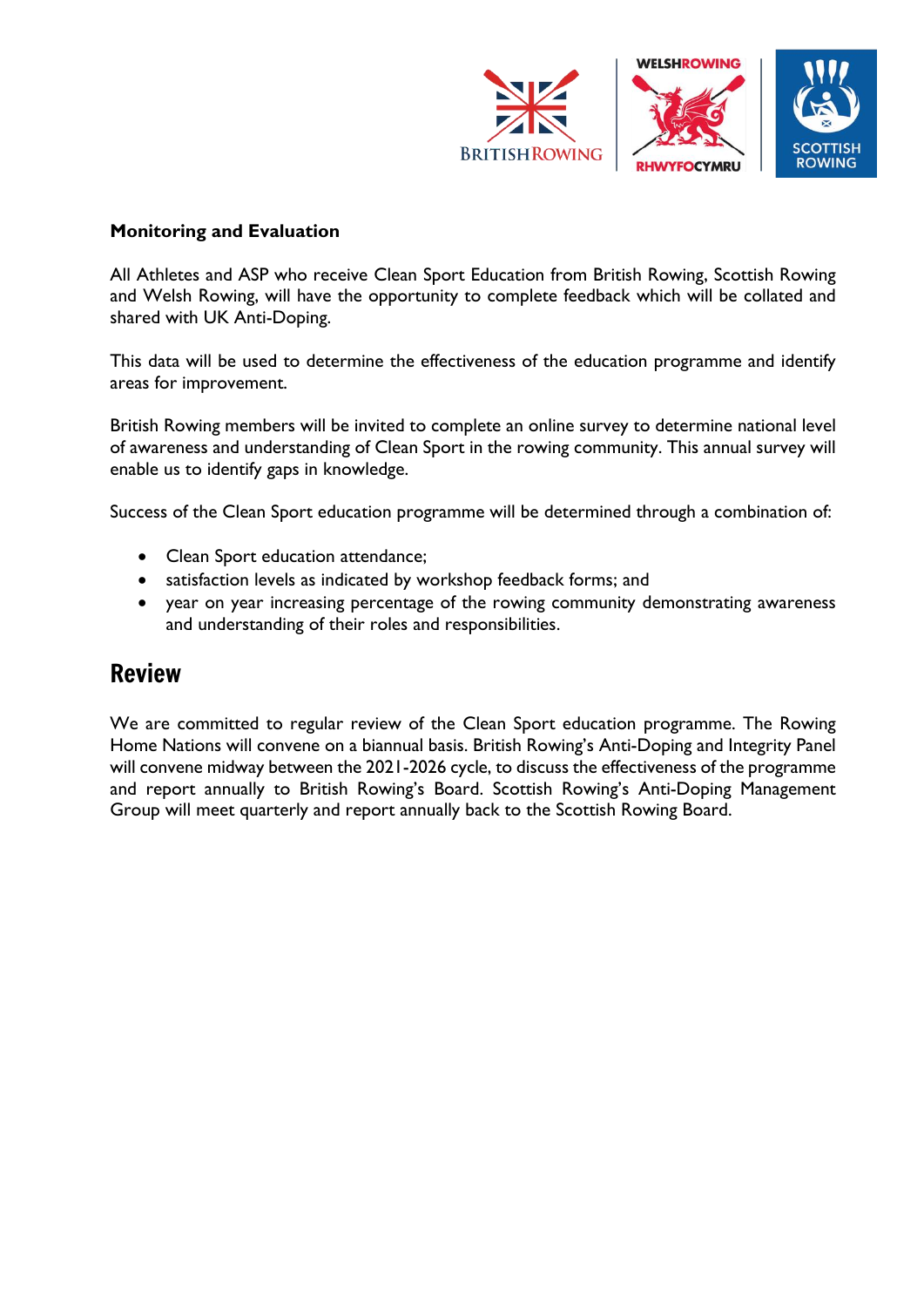**Monitoring and Evaluation**

All Athletes and ASP who receive Clean Sport Education from British Rowing, Scottish Rowing and Welsh Rowing, will have the opportunity to complete feedback which will be collated and shared with UK Anti-Doping.

This data will be used to determine the effectiveness of the education programme and identify areas for improvement.

British Rowing members will be invited to complete an online survey to determine national level of awareness and understanding of Clean Sport in the rowing community. This annual survey will enable us to identify gaps in knowledge.

Success of the Clean Sport education programme will be determined through a combination of:

- Clean Sport education attendance;
- satisfaction levels as indicated by workshop feedback forms; and
- year on year increasing percentage of the rowing community demonstrating awareness and understanding of their roles and responsibilities.

## Review

We are committed to regular review of the Clean Sport education programme. The Rowing Home Nations will convene on a biannual basis. British Rowing's Anti-Doping and Integrity Panel will convene midway between the 2021-2026 cycle, to discuss the effectiveness of the programme and report annually to British Rowing's Board. Scottish Rowing's Anti-Doping Management Group will meet quarterly and report annually back to the Scottish Rowing Board.